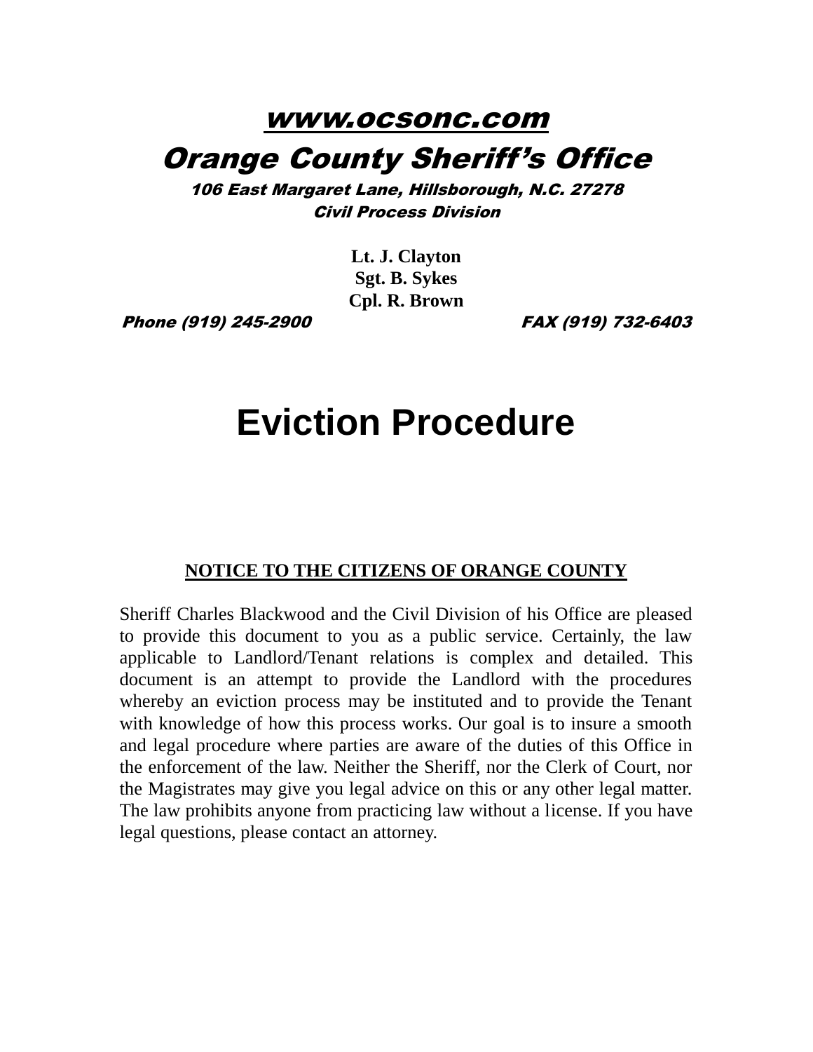**www.ocsonc.com**

# Orange County Sheriff's Office

***106 East Margaret Lane, Hillsborough, N.C. 27278***

***Civil Process Division***

**Lt. J. Clayton**
**Sgt. B. Sykes**
**Cpl. R. Brown**

***Phone (919) 245-2900*** ***FAX (919) 732-6403***

# Eviction Procedure

## NOTICE TO THE CITIZENS OF ORANGE COUNTY

Sheriff Charles Blackwood and the Civil Division of his Office are pleased to provide this document to you as a public service. Certainly, the law applicable to Landlord/Tenant relations is complex and detailed. This document is an attempt to provide the Landlord with the procedures whereby an eviction process may be instituted and to provide the Tenant with knowledge of how this process works. Our goal is to insure a smooth and legal procedure where parties are aware of the duties of this Office in the enforcement of the law. Neither the Sheriff, nor the Clerk of Court, nor the Magistrates may give you legal advice on this or any other legal matter. The law prohibits anyone from practicing law without a license. If you have legal questions, please contact an attorney.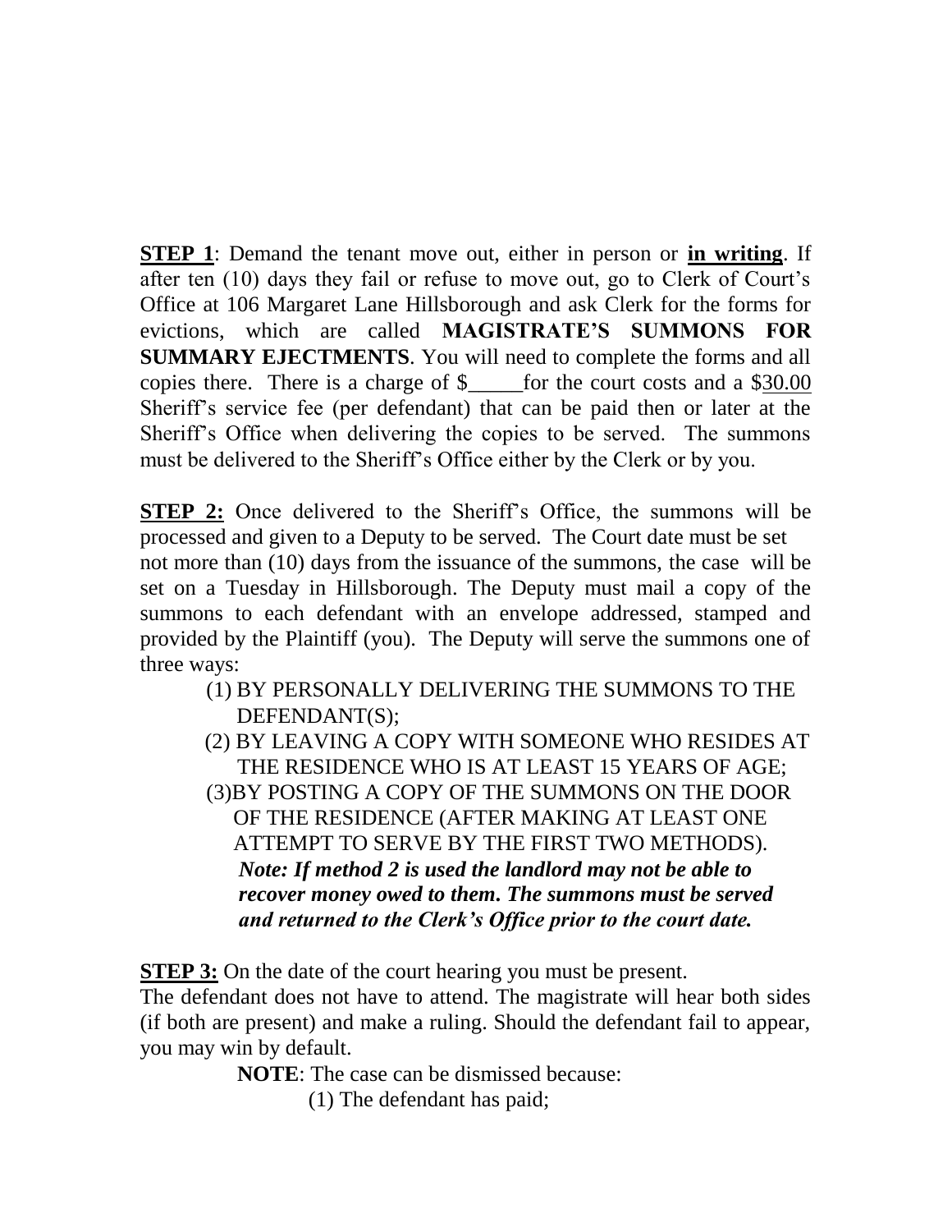**<u>STEP 1</u>**: Demand the tenant move out, either in person or **<u>in writing</u>**. If after ten (10) days they fail or refuse to move out, go to Clerk of Court's Office at 106 Margaret Lane Hillsborough and ask Clerk for the forms for evictions, which are called **MAGISTRATE'S SUMMONS FOR SUMMARY EJECTMENTS**. You will need to complete the forms and all copies there. There is a charge of $_____for the court costs and a $<u>30.00</u> Sheriff's service fee (per defendant) that can be paid then or later at the Sheriff's Office when delivering the copies to be served. The summons must be delivered to the Sheriff's Office either by the Clerk or by you.

**<u>STEP 2:</u>** Once delivered to the Sheriff's Office, the summons will be processed and given to a Deputy to be served. The Court date must be set not more than (10) days from the issuance of the summons, the case will be set on a Tuesday in Hillsborough. The Deputy must mail a copy of the summons to each defendant with an envelope addressed, stamped and provided by the Plaintiff (you). The Deputy will serve the summons one of three ways:

(1) BY PERSONALLY DELIVERING THE SUMMONS TO THE DEFENDANT(S);
(2) BY LEAVING A COPY WITH SOMEONE WHO RESIDES AT THE RESIDENCE WHO IS AT LEAST 15 YEARS OF AGE;
(3)BY POSTING A COPY OF THE SUMMONS ON THE DOOR OF THE RESIDENCE (AFTER MAKING AT LEAST ONE ATTEMPT TO SERVE BY THE FIRST TWO METHODS).

***Note: If method 2 is used the landlord may not be able to recover money owed to them. The summons must be served and returned to the Clerk's Office prior to the court date.***

**<u>STEP 3:</u>** On the date of the court hearing you must be present.
The defendant does not have to attend. The magistrate will hear both sides (if both are present) and make a ruling. Should the defendant fail to appear, you may win by default.

**NOTE**: The case can be dismissed because:

(1) The defendant has paid;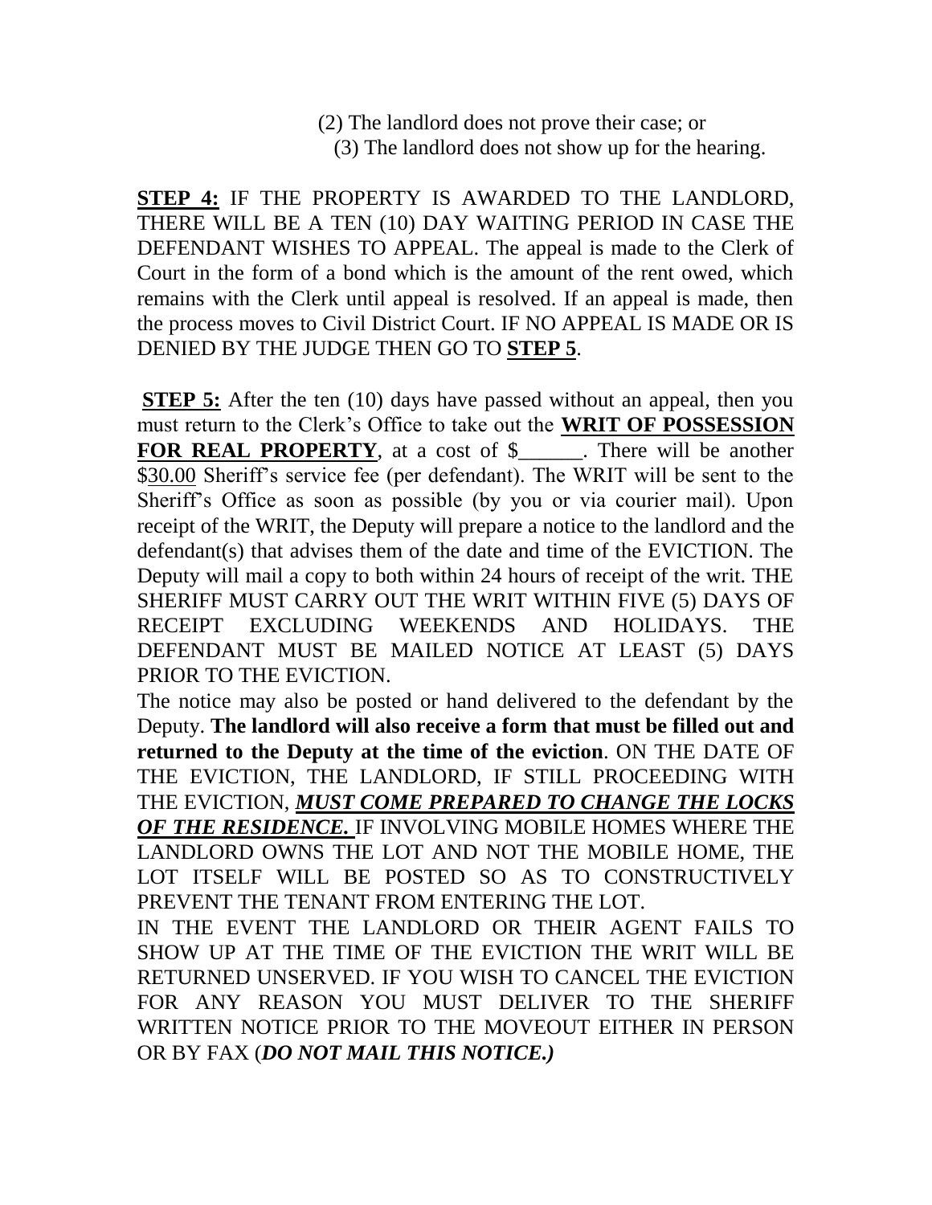(2) The landlord does not prove their case; or
(3) The landlord does not show up for the hearing.

**STEP 4:** IF THE PROPERTY IS AWARDED TO THE LANDLORD, THERE WILL BE A TEN (10) DAY WAITING PERIOD IN CASE THE DEFENDANT WISHES TO APPEAL. The appeal is made to the Clerk of Court in the form of a bond which is the amount of the rent owed, which remains with the Clerk until appeal is resolved. If an appeal is made, then the process moves to Civil District Court. IF NO APPEAL IS MADE OR IS DENIED BY THE JUDGE THEN GO TO **STEP 5**.

**STEP 5:** After the ten (10) days have passed without an appeal, then you must return to the Clerk's Office to take out the **WRIT OF POSSESSION FOR REAL PROPERTY**, at a cost of $______. There will be another $30.00 Sheriff's service fee (per defendant). The WRIT will be sent to the Sheriff's Office as soon as possible (by you or via courier mail). Upon receipt of the WRIT, the Deputy will prepare a notice to the landlord and the defendant(s) that advises them of the date and time of the EVICTION. The Deputy will mail a copy to both within 24 hours of receipt of the writ. THE SHERIFF MUST CARRY OUT THE WRIT WITHIN FIVE (5) DAYS OF RECEIPT EXCLUDING WEEKENDS AND HOLIDAYS. THE DEFENDANT MUST BE MAILED NOTICE AT LEAST (5) DAYS PRIOR TO THE EVICTION.

The notice may also be posted or hand delivered to the defendant by the Deputy. **The landlord will also receive a form that must be filled out and returned to the Deputy at the time of the eviction**. ON THE DATE OF THE EVICTION, THE LANDLORD, IF STILL PROCEEDING WITH THE EVICTION, ***MUST COME PREPARED TO CHANGE THE LOCKS OF THE RESIDENCE.*** IF INVOLVING MOBILE HOMES WHERE THE LANDLORD OWNS THE LOT AND NOT THE MOBILE HOME, THE LOT ITSELF WILL BE POSTED SO AS TO CONSTRUCTIVELY PREVENT THE TENANT FROM ENTERING THE LOT.

IN THE EVENT THE LANDLORD OR THEIR AGENT FAILS TO SHOW UP AT THE TIME OF THE EVICTION THE WRIT WILL BE RETURNED UNSERVED. IF YOU WISH TO CANCEL THE EVICTION FOR ANY REASON YOU MUST DELIVER TO THE SHERIFF WRITTEN NOTICE PRIOR TO THE MOVEOUT EITHER IN PERSON OR BY FAX (***DO NOT MAIL THIS NOTICE.)***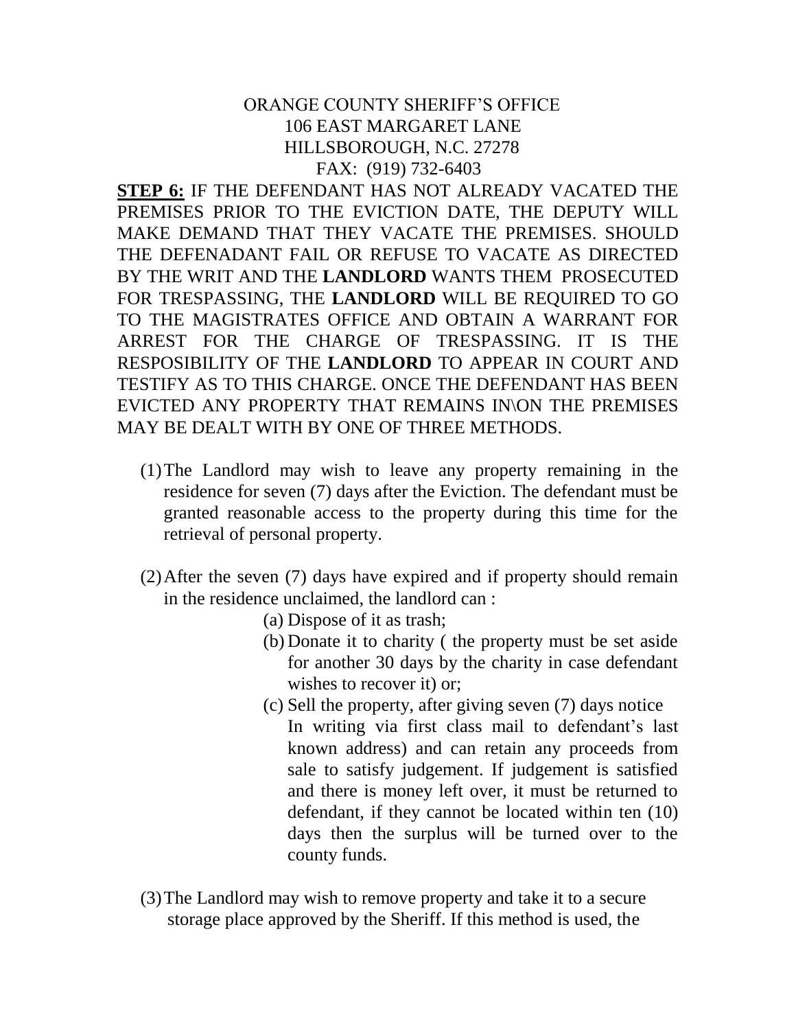ORANGE COUNTY SHERIFF'S OFFICE
106 EAST MARGARET LANE
HILLSBOROUGH, N.C. 27278
FAX: (919) 732-6403

**STEP 6:** IF THE DEFENDANT HAS NOT ALREADY VACATED THE PREMISES PRIOR TO THE EVICTION DATE, THE DEPUTY WILL MAKE DEMAND THAT THEY VACATE THE PREMISES. SHOULD THE DEFENADANT FAIL OR REFUSE TO VACATE AS DIRECTED BY THE WRIT AND THE **LANDLORD** WANTS THEM PROSECUTED FOR TRESPASSING, THE **LANDLORD** WILL BE REQUIRED TO GO TO THE MAGISTRATES OFFICE AND OBTAIN A WARRANT FOR ARREST FOR THE CHARGE OF TRESPASSING. IT IS THE RESPOSIBILITY OF THE **LANDLORD** TO APPEAR IN COURT AND TESTIFY AS TO THIS CHARGE. ONCE THE DEFENDANT HAS BEEN EVICTED ANY PROPERTY THAT REMAINS IN\ON THE PREMISES MAY BE DEALT WITH BY ONE OF THREE METHODS.

(1) The Landlord may wish to leave any property remaining in the residence for seven (7) days after the Eviction. The defendant must be granted reasonable access to the property during this time for the retrieval of personal property.

(2) After the seven (7) days have expired and if property should remain in the residence unclaimed, the landlord can :
   (a) Dispose of it as trash;
   (b) Donate it to charity ( the property must be set aside for another 30 days by the charity in case defendant wishes to recover it) or;
   (c) Sell the property, after giving seven (7) days notice In writing via first class mail to defendant's last known address) and can retain any proceeds from sale to satisfy judgement. If judgement is satisfied and there is money left over, it must be returned to defendant, if they cannot be located within ten (10) days then the surplus will be turned over to the county funds.

(3) The Landlord may wish to remove property and take it to a secure storage place approved by the Sheriff. If this method is used, the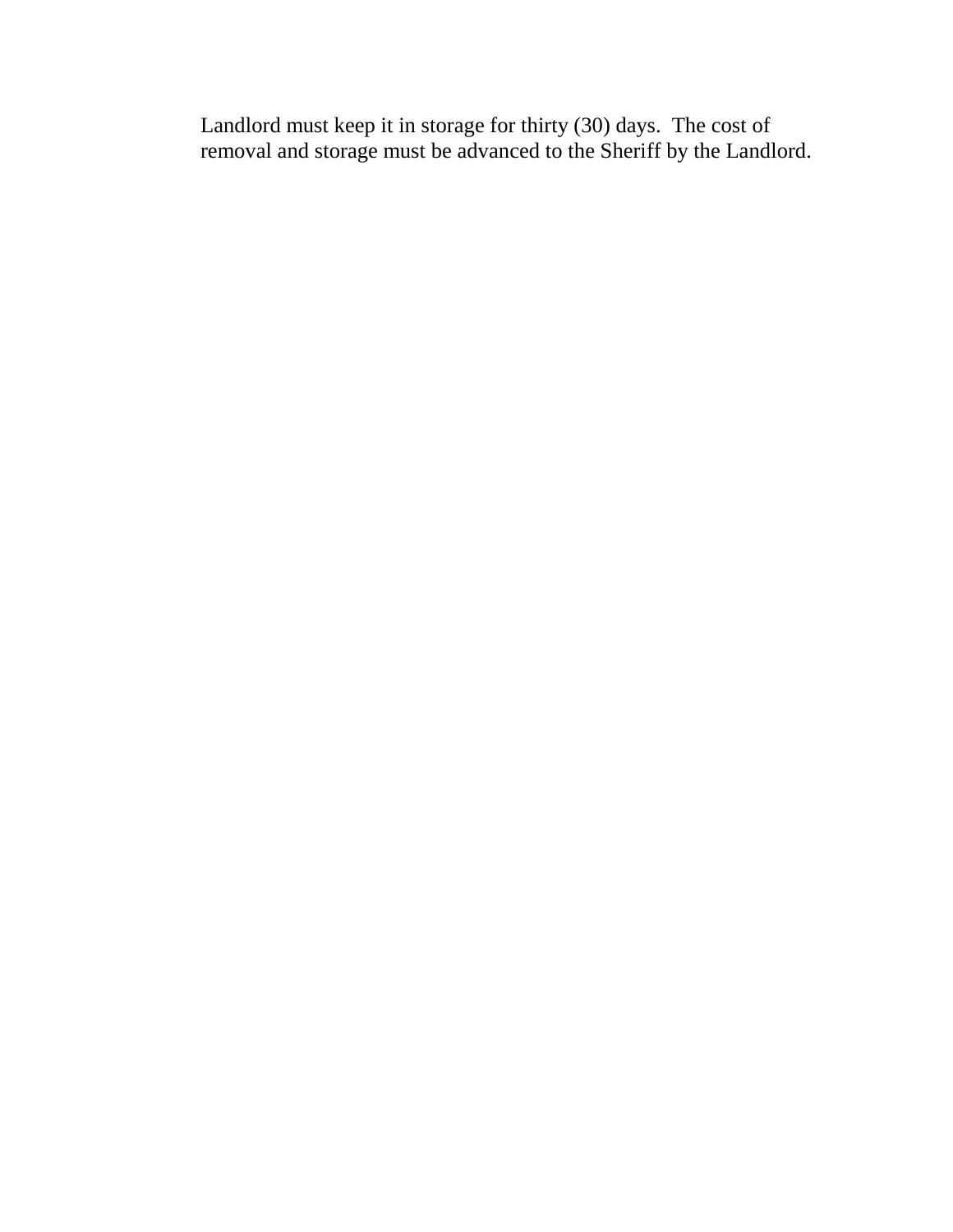Landlord must keep it in storage for thirty (30) days. The cost of removal and storage must be advanced to the Sheriff by the Landlord.